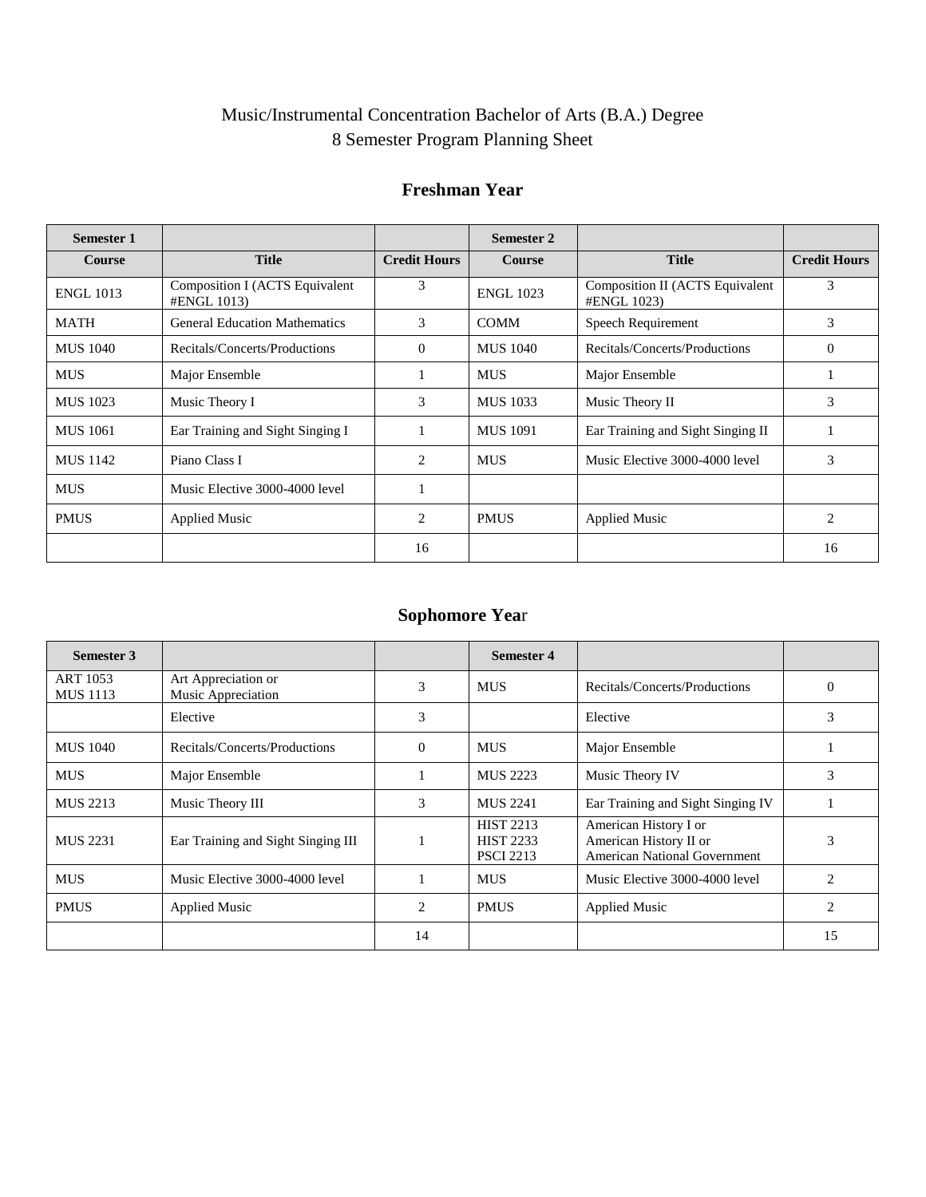Music/Instrumental Concentration Bachelor of Arts (B.A.) Degree
8 Semester Program Planning Sheet

## Freshman Year

| Semester 1 | | | Semester 2 | | |
|---|---|---|---|---|---|
| **Course** | **Title** | **Credit Hours** | **Course** | **Title** | **Credit Hours** |
| ENGL 1013 | Composition I (ACTS Equivalent #ENGL 1013) | 3 | ENGL 1023 | Composition II (ACTS Equivalent #ENGL 1023) | 3 |
| MATH | General Education Mathematics | 3 | COMM | Speech Requirement | 3 |
| MUS 1040 | Recitals/Concerts/Productions | 0 | MUS 1040 | Recitals/Concerts/Productions | 0 |
| MUS | Major Ensemble | 1 | MUS | Major Ensemble | 1 |
| MUS 1023 | Music Theory I | 3 | MUS 1033 | Music Theory II | 3 |
| MUS 1061 | Ear Training and Sight Singing I | 1 | MUS 1091 | Ear Training and Sight Singing II | 1 |
| MUS 1142 | Piano Class I | 2 | MUS | Music Elective 3000-4000 level | 3 |
| MUS | Music Elective 3000-4000 level | 1 | | | |
| PMUS | Applied Music | 2 | PMUS | Applied Music | 2 |
| | | 16 | | | 16 |

## Sophomore Year

| Semester 3 | | | Semester 4 | | |
|---|---|---|---|---|---|
| ART 1053<br>MUS 1113 | Art Appreciation or<br>Music Appreciation | 3 | MUS | Recitals/Concerts/Productions | 0 |
| | Elective | 3 | | Elective | 3 |
| MUS 1040 | Recitals/Concerts/Productions | 0 | MUS | Major Ensemble | 1 |
| MUS | Major Ensemble | 1 | MUS 2223 | Music Theory IV | 3 |
| MUS 2213 | Music Theory III | 3 | MUS 2241 | Ear Training and Sight Singing IV | 1 |
| MUS 2231 | Ear Training and Sight Singing III | 1 | HIST 2213<br>HIST 2233<br>PSCI 2213 | American History I or<br>American History II or<br>American National Government | 3 |
| MUS | Music Elective 3000-4000 level | 1 | MUS | Music Elective 3000-4000 level | 2 |
| PMUS | Applied Music | 2 | PMUS | Applied Music | 2 |
| | | 14 | | | 15 |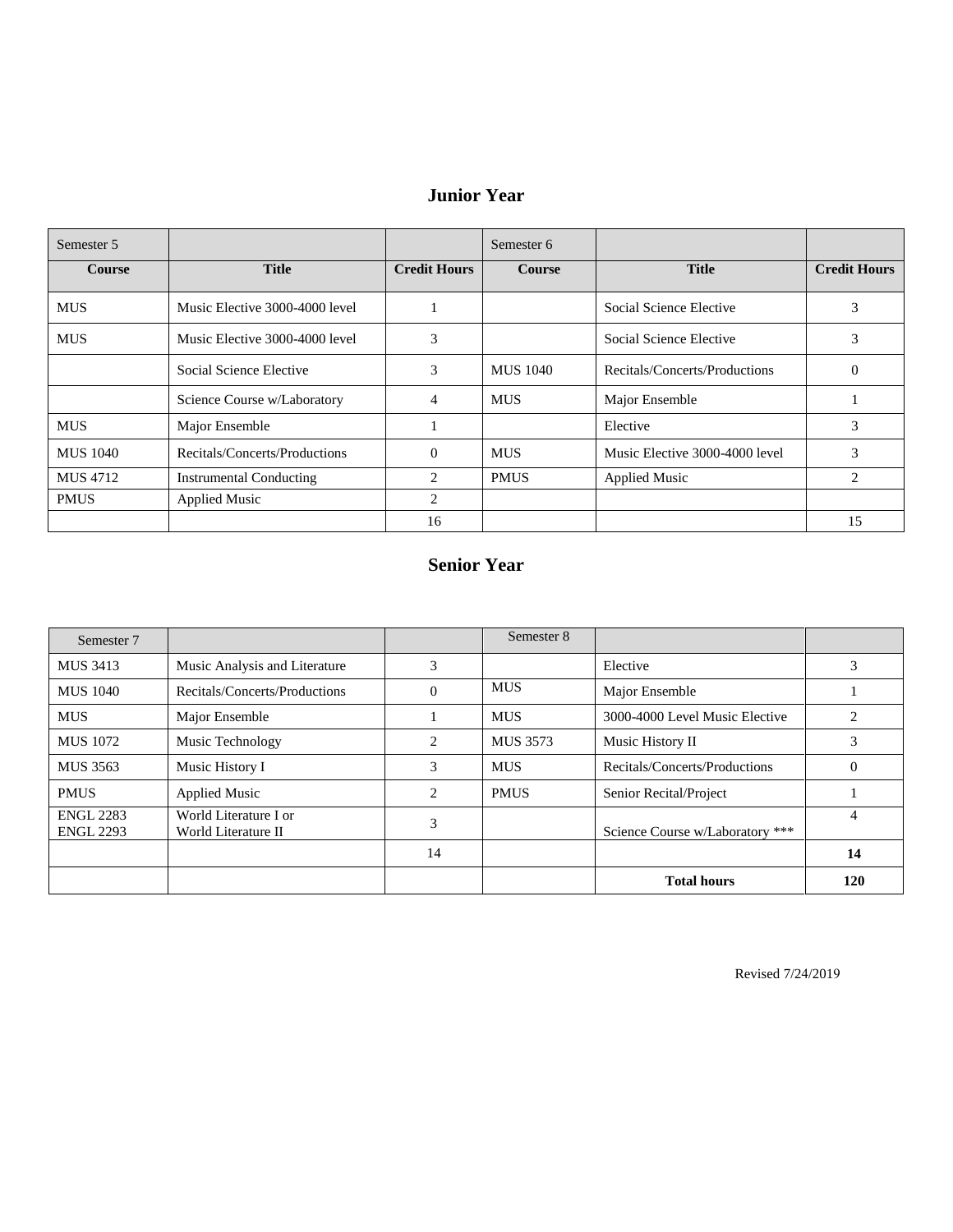## Junior Year

| Semester 5 | | | Semester 6 | | |
|---|---|---|---|---|---|
| **Course** | **Title** | **Credit Hours** | **Course** | **Title** | **Credit Hours** |
| MUS | Music Elective 3000-4000 level | 1 | | Social Science Elective | 3 |
| MUS | Music Elective 3000-4000 level | 3 | | Social Science Elective | 3 |
| | Social Science Elective | 3 | MUS 1040 | Recitals/Concerts/Productions | 0 |
| | Science Course w/Laboratory | 4 | MUS | Major Ensemble | 1 |
| MUS | Major Ensemble | 1 | | Elective | 3 |
| MUS 1040 | Recitals/Concerts/Productions | 0 | MUS | Music Elective 3000-4000 level | 3 |
| MUS 4712 | Instrumental Conducting | 2 | PMUS | Applied Music | 2 |
| PMUS | Applied Music | 2 | | | |
| | | 16 | | | 15 |

## Senior Year

| Semester 7 | | | Semester 8 | | |
|---|---|---|---|---|---|
| MUS 3413 | Music Analysis and Literature | 3 | | Elective | 3 |
| MUS 1040 | Recitals/Concerts/Productions | 0 | MUS | Major Ensemble | 1 |
| MUS | Major Ensemble | 1 | MUS | 3000-4000 Level Music Elective | 2 |
| MUS 1072 | Music Technology | 2 | MUS 3573 | Music History II | 3 |
| MUS 3563 | Music History I | 3 | MUS | Recitals/Concerts/Productions | 0 |
| PMUS | Applied Music | 2 | PMUS | Senior Recital/Project | 1 |
| ENGL 2283<br>ENGL 2293 | World Literature I or<br>World Literature II | 3 | | Science Course w/Laboratory *** | 4 |
| | | 14 | | | **14** |
| | | | | **Total hours** | **120** |

Revised 7/24/2019